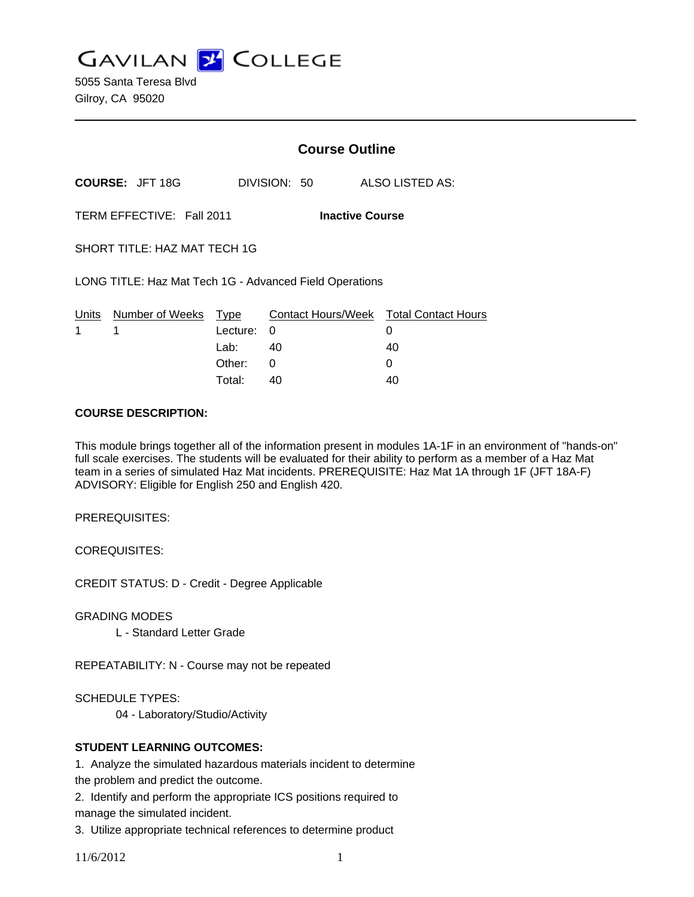# GAVILAN COLLEGE

5055 Santa Teresa Blvd
Gilroy, CA 95020

## Course Outline

**COURSE:** JFT 18G　　DIVISION: 50　　ALSO LISTED AS:

TERM EFFECTIVE: Fall 2011　　**Inactive Course**

SHORT TITLE: HAZ MAT TECH 1G

LONG TITLE: Haz Mat Tech 1G - Advanced Field Operations

| Units | Number of Weeks | Type | Contact Hours/Week | Total Contact Hours |
|---|---|---|---|---|
| 1 | 1 | Lecture: | 0 | 0 |
| | | Lab: | 40 | 40 |
| | | Other: | 0 | 0 |
| | | Total: | 40 | 40 |

**COURSE DESCRIPTION:**

This module brings together all of the information present in modules 1A-1F in an environment of "hands-on" full scale exercises. The students will be evaluated for their ability to perform as a member of a Haz Mat team in a series of simulated Haz Mat incidents. PREREQUISITE: Haz Mat 1A through 1F (JFT 18A-F) ADVISORY: Eligible for English 250 and English 420.

PREREQUISITES:

COREQUISITES:

CREDIT STATUS: D - Credit - Degree Applicable

GRADING MODES

L - Standard Letter Grade

REPEATABILITY: N - Course may not be repeated

SCHEDULE TYPES:

04 - Laboratory/Studio/Activity

**STUDENT LEARNING OUTCOMES:**

1. Analyze the simulated hazardous materials incident to determine the problem and predict the outcome.
2. Identify and perform the appropriate ICS positions required to manage the simulated incident.
3. Utilize appropriate technical references to determine product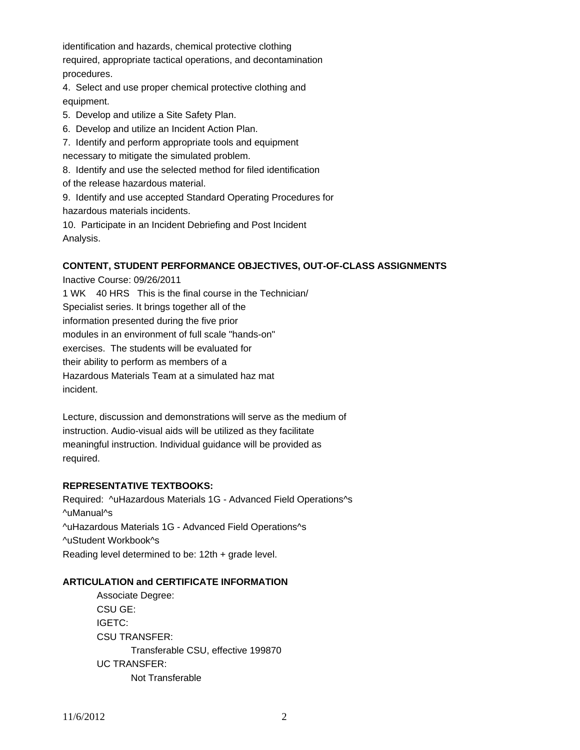identification and hazards, chemical protective clothing required, appropriate tactical operations, and decontamination procedures.

4. Select and use proper chemical protective clothing and equipment.
5. Develop and utilize a Site Safety Plan.
6. Develop and utilize an Incident Action Plan.
7. Identify and perform appropriate tools and equipment necessary to mitigate the simulated problem.
8. Identify and use the selected method for filed identification of the release hazardous material.
9. Identify and use accepted Standard Operating Procedures for hazardous materials incidents.
10. Participate in an Incident Debriefing and Post Incident Analysis.

**CONTENT, STUDENT PERFORMANCE OBJECTIVES, OUT-OF-CLASS ASSIGNMENTS**

Inactive Course: 09/26/2011

1 WK 40 HRS This is the final course in the Technician/ Specialist series. It brings together all of the information presented during the five prior modules in an environment of full scale "hands-on" exercises. The students will be evaluated for their ability to perform as members of a Hazardous Materials Team at a simulated haz mat incident.

Lecture, discussion and demonstrations will serve as the medium of instruction. Audio-visual aids will be utilized as they facilitate meaningful instruction. Individual guidance will be provided as required.

**REPRESENTATIVE TEXTBOOKS:**

Required: ^uHazardous Materials 1G - Advanced Field Operations^s ^uManual^s
^uHazardous Materials 1G - Advanced Field Operations^s ^uStudent Workbook^s
Reading level determined to be: 12th + grade level.

**ARTICULATION and CERTIFICATE INFORMATION**

Associate Degree:
CSU GE:
IGETC:
CSU TRANSFER:
Transferable CSU, effective 199870
UC TRANSFER:
Not Transferable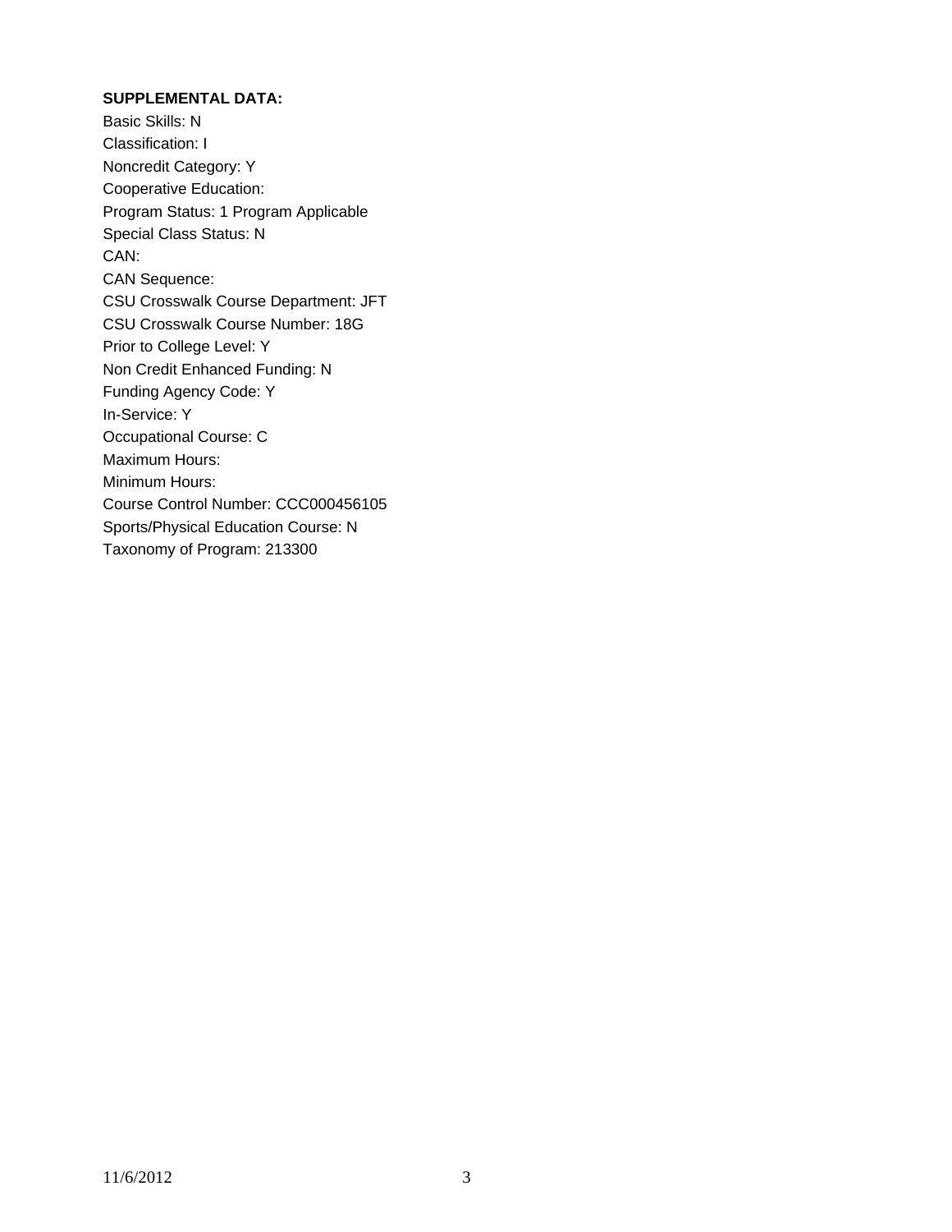**SUPPLEMENTAL DATA:**

Basic Skills: N
Classification: I
Noncredit Category: Y
Cooperative Education:
Program Status: 1 Program Applicable
Special Class Status: N
CAN:
CAN Sequence:
CSU Crosswalk Course Department: JFT
CSU Crosswalk Course Number: 18G
Prior to College Level: Y
Non Credit Enhanced Funding: N
Funding Agency Code: Y
In-Service: Y
Occupational Course: C
Maximum Hours:
Minimum Hours:
Course Control Number: CCC000456105
Sports/Physical Education Course: N
Taxonomy of Program: 213300